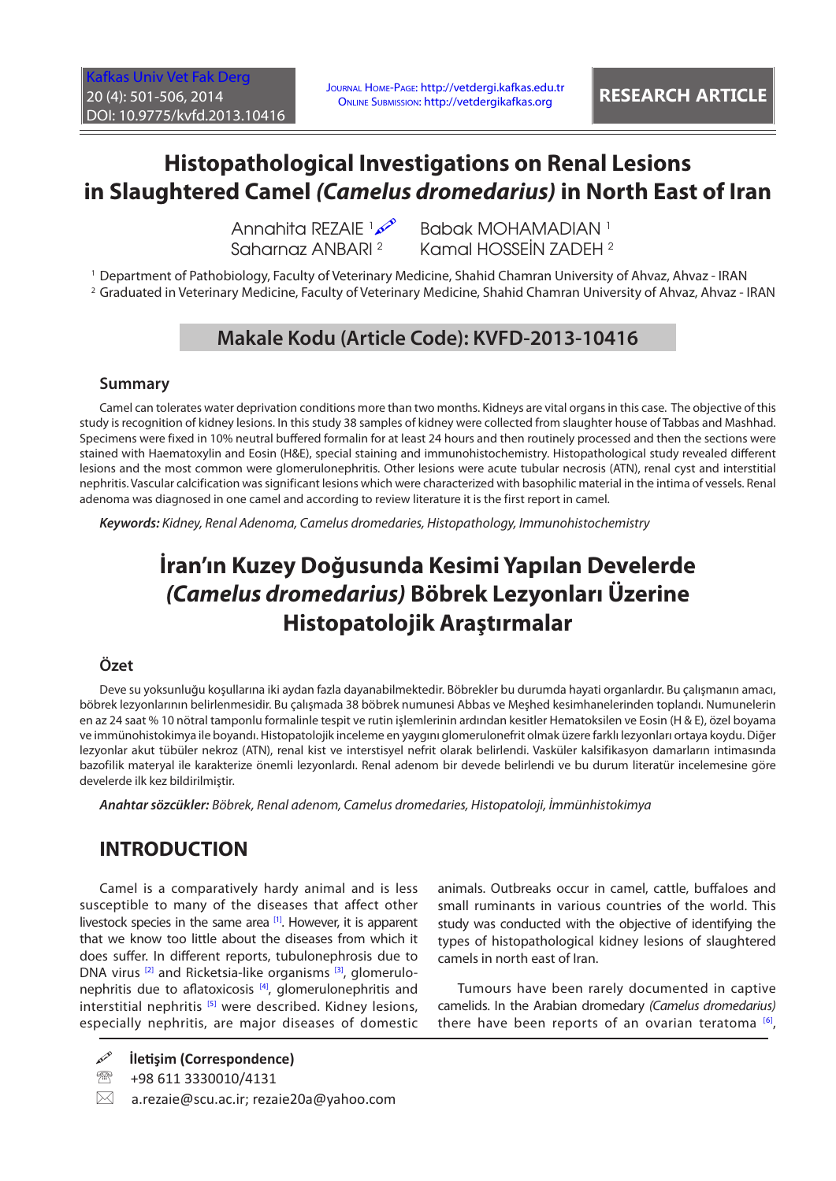RESEARCH ARTICLE

# Histopathological Investigations on Renal Lesions in Slaughtered Camel *(Camelus dromedarius)* in North East of Iran

Annahita REZAIE [1] Babak MOHAMADIAN [1]
Saharnaz ANBARI [2] Kamal HOSSEİN ZADEH [2]

[1] Department of Pathobiology, Faculty of Veterinary Medicine, Shahid Chamran University of Ahvaz, Ahvaz - IRAN
[2] Graduated in Veterinary Medicine, Faculty of Veterinary Medicine, Shahid Chamran University of Ahvaz, Ahvaz - IRAN

**Makale Kodu (Article Code): KVFD-2013-10416**

## Summary

Camel can tolerates water deprivation conditions more than two months. Kidneys are vital organs in this case. The objective of this study is recognition of kidney lesions. In this study 38 samples of kidney were collected from slaughter house of Tabbas and Mashhad. Specimens were fixed in 10% neutral buffered formalin for at least 24 hours and then routinely processed and then the sections were stained with Haematoxylin and Eosin (H&E), special staining and immunohistochemistry. Histopathological study revealed different lesions and the most common were glomerulonephritis. Other lesions were acute tubular necrosis (ATN), renal cyst and interstitial nephritis. Vascular calcification was significant lesions which were characterized with basophilic material in the intima of vessels. Renal adenoma was diagnosed in one camel and according to review literature it is the first report in camel.

***Keywords:*** *Kidney, Renal Adenoma, Camelus dromedaries, Histopathology, Immunohistochemistry*

# İran'ın Kuzey Doğusunda Kesimi Yapılan Develerde *(Camelus dromedarius)* Böbrek Lezyonları Üzerine Histopatolojik Araştırmalar

## Özet

Deve su yoksunluğu koşullarına iki aydan fazla dayanabilmektedir. Böbrekler bu durumda hayati organlardır. Bu çalışmanın amacı, böbrek lezyonlarının belirlenmesidir. Bu çalışmada 38 böbrek numunesi Abbas ve Meşhed kesimhanelerinden toplandı. Numunelerin en az 24 saat % 10 nötral tamponlu formalinle tespit ve rutin işlemlerinin ardından kesitler Hematoksilen ve Eosin (H & E), özel boyama ve immünohistokimya ile boyandı. Histopatolojik inceleme en yaygını glomerulonefrit olmak üzere farklı lezyonları ortaya koydu. Diğer lezyonlar akut tübüler nekroz (ATN), renal kist ve interstisyel nefrit olarak belirlendi. Vasküler kalsifikasyon damarların intimasında bazofilik materyal ile karakterize önemli lezyonlardı. Renal adenom bir devede belirlendi ve bu durum literatür incelemesine göre develerde ilk kez bildirilmiştir.

***Anahtar sözcükler:*** *Böbrek, Renal adenom, Camelus dromedaries, Histopatoloji, İmmünhistokimya*

## INTRODUCTION

Camel is a comparatively hardy animal and is less susceptible to many of the diseases that affect other livestock species in the same area [1]. However, it is apparent that we know too little about the diseases from which it does suffer. In different reports, tubulonephrosis due to DNA virus [2] and Ricketsia-like organisms [3], glomerulonephritis due to aflatoxicosis [4], glomerulonephritis and interstitial nephritis [5] were described. Kidney lesions, especially nephritis, are major diseases of domestic animals. Outbreaks occur in camel, cattle, buffaloes and small ruminants in various countries of the world. This study was conducted with the objective of identifying the types of histopathological kidney lesions of slaughtered camels in north east of Iran.

Tumours have been rarely documented in captive camelids. In the Arabian dromedary *(Camelus dromedarius)* there have been reports of an ovarian teratoma [6],

**İletişim (Correspondence)**

+98 611 3330010/4131

a.rezaie@scu.ac.ir; rezaie20a@yahoo.com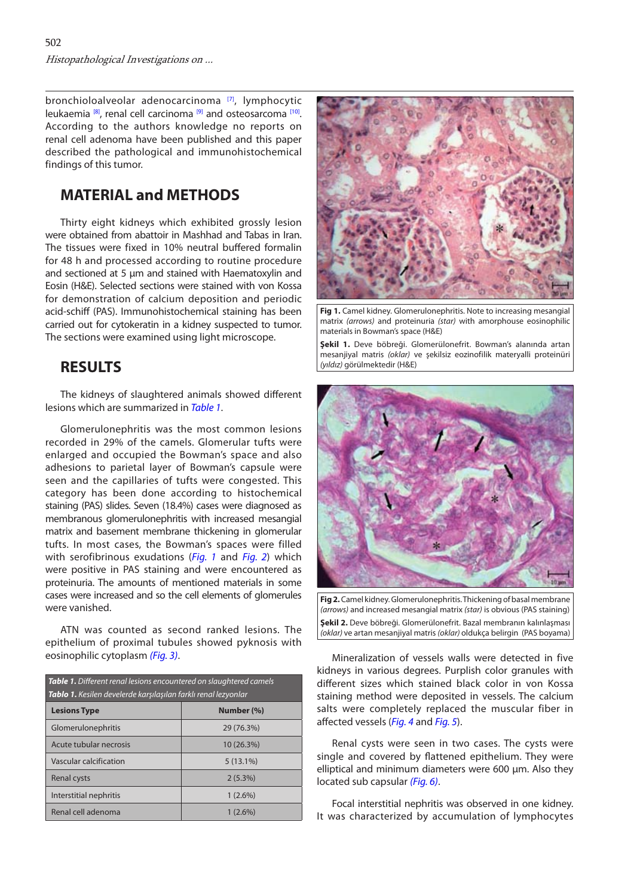bronchioloalveolar adenocarcinoma [7], lymphocytic leukaemia [8], renal cell carcinoma [9] and osteosarcoma [10]. According to the authors knowledge no reports on renal cell adenoma have been published and this paper described the pathological and immunohistochemical findings of this tumor.

## MATERIAL and METHODS

Thirty eight kidneys which exhibited grossly lesion were obtained from abattoir in Mashhad and Tabas in Iran. The tissues were fixed in 10% neutral buffered formalin for 48 h and processed according to routine procedure and sectioned at 5 µm and stained with Haematoxylin and Eosin (H&E). Selected sections were stained with von Kossa for demonstration of calcium deposition and periodic acid-schiff (PAS). Immunohistochemical staining has been carried out for cytokeratin in a kidney suspected to tumor. The sections were examined using light microscope.

## RESULTS

The kidneys of slaughtered animals showed different lesions which are summarized in *Table 1*.

Glomerulonephritis was the most common lesions recorded in 29% of the camels. Glomerular tufts were enlarged and occupied the Bowman's space and also adhesions to parietal layer of Bowman's capsule were seen and the capillaries of tufts were congested. This category has been done according to histochemical staining (PAS) slides. Seven (18.4%) cases were diagnosed as membranous glomerulonephritis with increased mesangial matrix and basement membrane thickening in glomerular tufts. In most cases, the Bowman's spaces were filled with serofibrinous exudations (*Fig. 1* and *Fig. 2*) which were positive in PAS staining and were encountered as proteinuria. The amounts of mentioned materials in some cases were increased and so the cell elements of glomerules were vanished.

ATN was counted as second ranked lesions. The epithelium of proximal tubules showed pyknosis with eosinophilic cytoplasm *(Fig. 3)*.

***Table 1.*** *Different renal lesions encountered on slaughtered camels*
***Tablo 1.*** *Kesilen develerde karşılaşılan farklı renal lezyonlar*

| Lesions Type | Number (%) |
|---|---|
| Glomerulonephritis | 29 (76.3%) |
| Acute tubular necrosis | 10 (26.3%) |
| Vascular calcification | 5 (13.1%) |
| Renal cysts | 2 (5.3%) |
| Interstitial nephritis | 1 (2.6%) |
| Renal cell adenoma | 1 (2.6%) |

**Fig 1.** Camel kidney. Glomerulonephritis. Note to increasing mesangial matrix *(arrows)* and proteinuria *(star)* with amorphouse eosinophilic materials in Bowman's space (H&E)

**Şekil 1.** Deve böbreği. Glomerülonefrit. Bowman's alanında artan mesanjiyal matris *(oklar)* ve şekilsiz eozinofilik materyalli proteinüri *(yıldız)* görülmektedir (H&E)

**Fig 2.** Camel kidney. Glomerulonephritis. Thickening of basal membrane *(arrows)* and increased mesangial matrix *(star)* is obvious (PAS staining)

**Şekil 2.** Deve böbreği. Glomerülonefrit. Bazal membranın kalınlaşması *(oklar)* ve artan mesanjiyal matris *(oklar)* oldukça belirgin (PAS boyama)

Mineralization of vessels walls were detected in five kidneys in various degrees. Purplish color granules with different sizes which stained black color in von Kossa staining method were deposited in vessels. The calcium salts were completely replaced the muscular fiber in affected vessels (*Fig. 4* and *Fig. 5*).

Renal cysts were seen in two cases. The cysts were single and covered by flattened epithelium. They were elliptical and minimum diameters were 600 µm. Also they located sub capsular *(Fig. 6)*.

Focal interstitial nephritis was observed in one kidney. It was characterized by accumulation of lymphocytes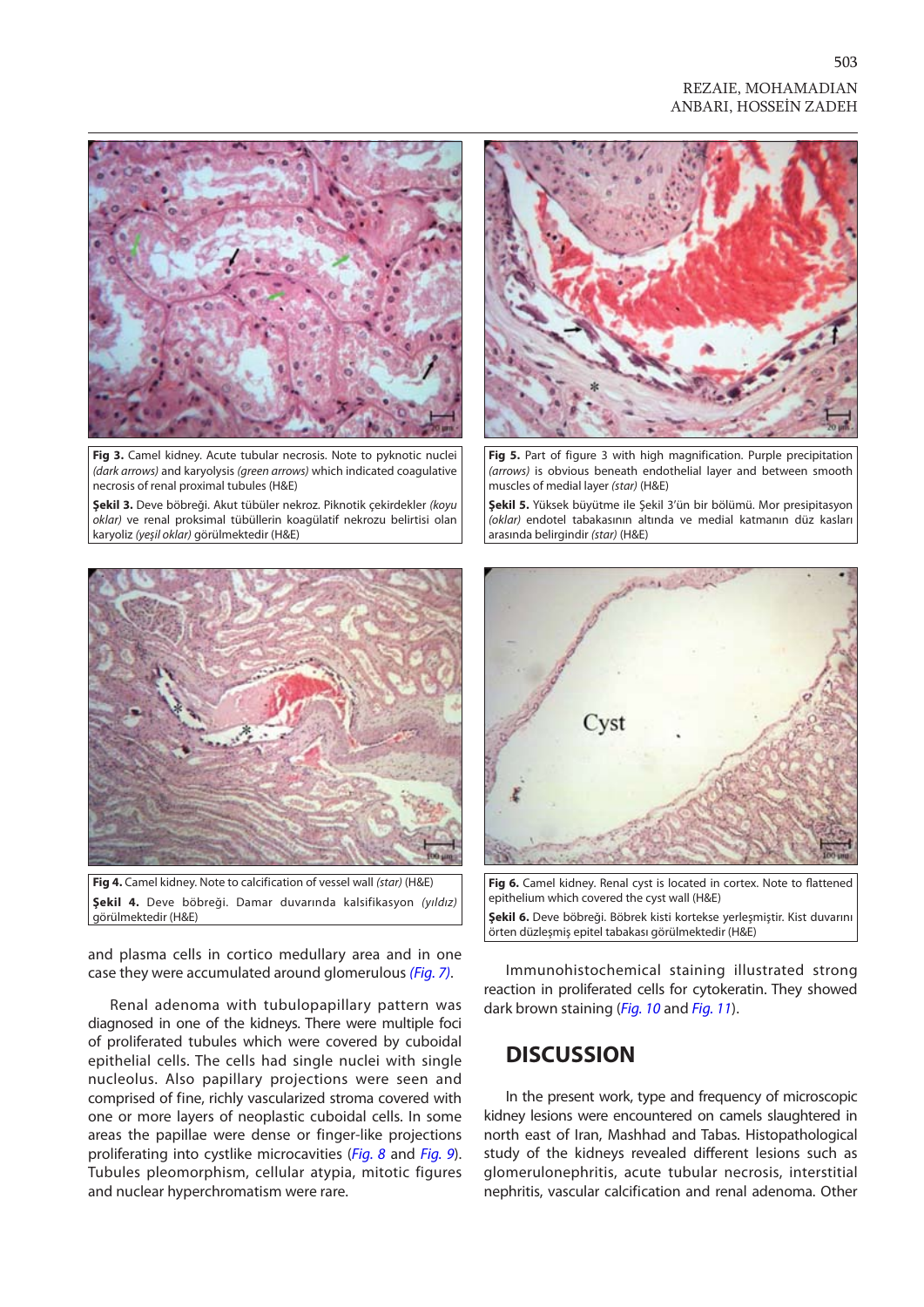**Fig 3.** Camel kidney. Acute tubular necrosis. Note to pyknotic nuclei *(dark arrows)* and karyolysis *(green arrows)* which indicated coagulative necrosis of renal proximal tubules (H&E)

**Şekil 3.** Deve böbreği. Akut tübüler nekroz. Piknotik çekirdekler *(koyu oklar)* ve renal proksimal tübüllerin koagülatif nekrozu belirtisi olan karyoliz *(yeşil oklar)* görülmektedir (H&E)

**Fig 5.** Part of figure 3 with high magnification. Purple precipitation *(arrows)* is obvious beneath endothelial layer and between smooth muscles of medial layer *(star)* (H&E)

**Şekil 5.** Yüksek büyütme ile Şekil 3'ün bir bölümü. Mor presipitasyon *(oklar)* endotel tabakasının altında ve medial katmanın düz kasları arasında belirgindir *(star)* (H&E)

**Fig 4.** Camel kidney. Note to calcification of vessel wall *(star)* (H&E)

**Şekil 4.** Deve böbreği. Damar duvarında kalsifikasyon *(yıldız)* görülmektedir (H&E)

**Fig 6.** Camel kidney. Renal cyst is located in cortex. Note to flattened epithelium which covered the cyst wall (H&E)

**Şekil 6.** Deve böbreği. Böbrek kisti kortekse yerleşmiştir. Kist duvarını örten düzleşmiş epitel tabakası görülmektedir (H&E)

and plasma cells in cortico medullary area and in one case they were accumulated around glomerulous *(Fig. 7)*.

Renal adenoma with tubulopapillary pattern was diagnosed in one of the kidneys. There were multiple foci of proliferated tubules which were covered by cuboidal epithelial cells. The cells had single nuclei with single nucleolus. Also papillary projections were seen and comprised of fine, richly vascularized stroma covered with one or more layers of neoplastic cuboidal cells. In some areas the papillae were dense or finger-like projections proliferating into cystlike microcavities (*Fig. 8* and *Fig. 9*). Tubules pleomorphism, cellular atypia, mitotic figures and nuclear hyperchromatism were rare.

Immunohistochemical staining illustrated strong reaction in proliferated cells for cytokeratin. They showed dark brown staining (*Fig. 10* and *Fig. 11*).

## DISCUSSION

In the present work, type and frequency of microscopic kidney lesions were encountered on camels slaughtered in north east of Iran, Mashhad and Tabas. Histopathological study of the kidneys revealed different lesions such as glomerulonephritis, acute tubular necrosis, interstitial nephritis, vascular calcification and renal adenoma. Other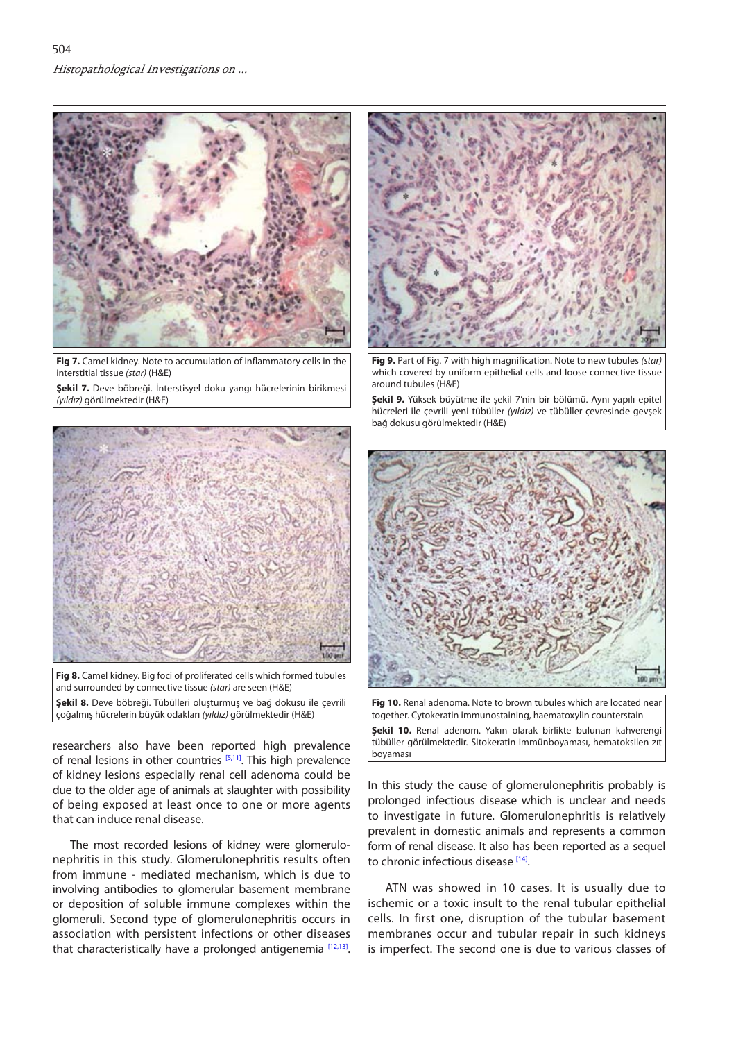**Fig 7.** Camel kidney. Note to accumulation of inflammatory cells in the interstitial tissue *(star)* (H&E)

**Şekil 7.** Deve böbreği. İnterstisyel doku yangı hücrelerinin birikmesi *(yıldız)* görülmektedir (H&E)

**Fig 9.** Part of Fig. 7 with high magnification. Note to new tubules *(star)* which covered by uniform epithelial cells and loose connective tissue around tubules (H&E)

**Şekil 9.** Yüksek büyütme ile şekil 7'nin bir bölümü. Aynı yapılı epitel hücreleri ile çevrili yeni tübüller *(yıldız)* ve tübüller çevresinde gevşek bağ dokusu görülmektedir (H&E)

**Fig 8.** Camel kidney. Big foci of proliferated cells which formed tubules and surrounded by connective tissue *(star)* are seen (H&E)

**Şekil 8.** Deve böbreği. Tübülleri oluşturmuş ve bağ dokusu ile çevrili çoğalmış hücrelerin büyük odakları *(yıldız)* görülmektedir (H&E)

**Fig 10.** Renal adenoma. Note to brown tubules which are located near together. Cytokeratin immunostaining, haematoxylin counterstain

**Şekil 10.** Renal adenom. Yakın olarak birlikte bulunan kahverengi tübüller görülmektedir. Sitokeratin immünboyaması, hematoksilen zıt boyaması

researchers also have been reported high prevalence of renal lesions in other countries [5,11]. This high prevalence of kidney lesions especially renal cell adenoma could be due to the older age of animals at slaughter with possibility of being exposed at least once to one or more agents that can induce renal disease.

The most recorded lesions of kidney were glomerulonephritis in this study. Glomerulonephritis results often from immune - mediated mechanism, which is due to involving antibodies to glomerular basement membrane or deposition of soluble immune complexes within the glomeruli. Second type of glomerulonephritis occurs in association with persistent infections or other diseases that characteristically have a prolonged antigenemia [12,13].

In this study the cause of glomerulonephritis probably is prolonged infectious disease which is unclear and needs to investigate in future. Glomerulonephritis is relatively prevalent in domestic animals and represents a common form of renal disease. It also has been reported as a sequel to chronic infectious disease [14].

ATN was showed in 10 cases. It is usually due to ischemic or a toxic insult to the renal tubular epithelial cells. In first one, disruption of the tubular basement membranes occur and tubular repair in such kidneys is imperfect. The second one is due to various classes of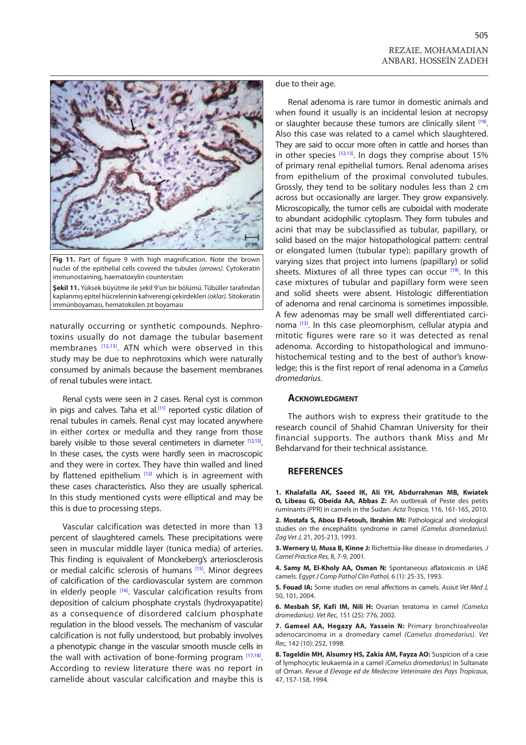**Fig 11.** Part of figure 9 with high magnification. Note the brown nuclei of the epithelial cells covered the tubules *(arrows)*. Cytokeratin immunostaining, haematoxylin counterstain

**Şekil 11.** Yüksek büyütme ile şekil 9'un bir bölümü. Tübüller tarafından kaplanmış epitel hücrelerinin kahverengi çekirdekleri *(oklar)*. Sitokeratin immünboyaması, hematoksilen zıt boyaması

naturally occurring or synthetic compounds. Nephrotoxins usually do not damage the tubular basement membranes [12,13]. ATN which were observed in this study may be due to nephrotoxins which were naturally consumed by animals because the basement membranes of renal tubules were intact.

Renal cysts were seen in 2 cases. Renal cyst is common in pigs and calves. Taha et al.[11] reported cystic dilation of renal tubules in camels. Renal cyst may located anywhere in either cortex or medulla and they range from those barely visible to those several centimeters in diameter [12,13]. In these cases, the cysts were hardly seen in macroscopic and they were in cortex. They have thin walled and lined by flattened epithelium [12] which is in agreement with these cases characteristics. Also they are usually spherical. In this study mentioned cysts were elliptical and may be this is due to processing steps.

Vascular calcification was detected in more than 13 percent of slaughtered camels. These precipitations were seen in muscular middle layer (tunica media) of arteries. This finding is equivalent of Monckeberg's arteriosclerosis or medial calcific sclerosis of humans [15]. Minor degrees of calcification of the cardiovascular system are common in elderly people [16]. Vascular calcification results from deposition of calcium phosphate crystals (hydroxyapatite) as a consequence of disordered calcium phosphate regulation in the blood vessels. The mechanism of vascular calcification is not fully understood, but probably involves a phenotypic change in the vascular smooth muscle cells in the wall with activation of bone-forming program [17,18]. According to review literature there was no report in camelide about vascular calcification and maybe this is due to their age.

Renal adenoma is rare tumor in domestic animals and when found it usually is an incidental lesion at necropsy or slaughter because these tumors are clinically silent [19]. Also this case was related to a camel which slaughtered. They are said to occur more often in cattle and horses than in other species [12,13]. In dogs they comprise about 15% of primary renal epithelial tumors. Renal adenoma arises from epithelium of the proximal convoluted tubules. Grossly, they tend to be solitary nodules less than 2 cm across but occasionally are larger. They grow expansively. Microscopically, the tumor cells are cuboidal with moderate to abundant acidophilic cytoplasm. They form tubules and acini that may be subclassified as tubular, papillary, or solid based on the major histopathological pattern: central or elongated lumen (tubular type); papillary growth of varying sizes that project into lumens (papillary) or solid sheets. Mixtures of all three types can occur [19]. In this case mixtures of tubular and papillary form were seen and solid sheets were absent. Histologic differentiation of adenoma and renal carcinoma is sometimes impossible. A few adenomas may be small well differentiated carcinoma [13]. In this case pleomorphism, cellular atypia and mitotic figures were rare so it was detected as renal adenoma. According to histopathological and immunohistochemical testing and to the best of author's knowledge; this is the first report of renal adenoma in a *Camelus dromedarius*.

## Acknowledgment

The authors wish to express their gratitude to the research council of Shahid Chamran University for their financial supports. The authors thank Miss and Mr Behdarvand for their technical assistance.

## REFERENCES

**1. Khalafalla AK, Saeed IK, Ali YH, Abdurrahman MB, Kwiatek O, Libeau G, Obeida AA, Abbas Z:** An outbreak of Peste des petits ruminants (PPR) in camels in the Sudan. *Acta Tropica,* 116, 161-165, 2010.

**2. Mostafa S, Abou El-Fetouh, Ibrahim MI:** Pathological and virological studies on the encephalitis syndrome in camel *(Camelus dromedarius). Zag Vet J,* 21, 205-213, 1993.

**3. Wernery U, Musa B, Kinne J:** Richettsia-like disease in dromedaries. *J Camel Practice Res,* 8, 7-9, 2001.

**4. Samy M, El-Kholy AA, Osman N:** Spontaneous aflatoxicosis in UAE camels. *Egypt J Comp Pathol Clin Pathol,* 6 (1): 25-35, 1993.

**5. Fouad IA:** Some studies on renal affections in camels. *Assiut Vet Med J,* 50, 101, 2004.

**6. Mesbah SF, Kafi IM, Nili H:** Ovarian teratoma in camel *(Camelus dromedarius). Vet Rec,* 151 (25): 776, 2002.

**7. Gameel AA, Hegazy AA, Yassein N:** Primary bronchioalveolar adenocarcinoma in a dromedary camel *(Camelus dromedarius). Vet Rec,* 142 (10): 252, 1998.

**8. Tageldin MH, Alsumry HS, Zakia AM, Fayza AO:** Suspicion of a case of lymphocytic leukaemia in a camel *(Camelus dromedarius)* in Sultanate of Oman. *Revue d Elevage ed de Medecine Veterinaire des Pays Tropicaux,* 47, 157-158, 1994.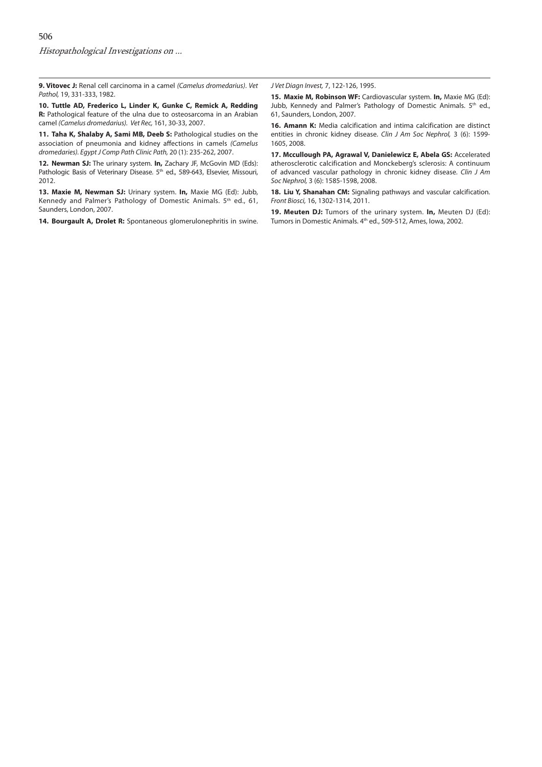**9. Vitovec J:** Renal cell carcinoma in a camel *(Camelus dromedarius)*. *Vet Pathol,* 19, 331-333, 1982.

**10. Tuttle AD, Frederico L, Linder K, Gunke C, Remick A, Redding R:** Pathological feature of the ulna due to osteosarcoma in an Arabian camel *(Camelus dromedarius). Vet Rec,* 161, 30-33, 2007.

**11. Taha K, Shalaby A, Sami MB, Deeb S:** Pathological studies on the association of pneumonia and kidney affections in camels *(Camelus dromedaries). Egypt J Comp Path Clinic Path,* 20 (1): 235-262, 2007.

**12. Newman SJ:** The urinary system. **In,** Zachary JF, McGovin MD (Eds): Pathologic Basis of Veterinary Disease. 5th ed., 589-643, Elsevier, Missouri, 2012.

**13. Maxie M, Newman SJ:** Urinary system. **In,** Maxie MG (Ed): Jubb, Kennedy and Palmer's Pathology of Domestic Animals. 5th ed., 61, Saunders, London, 2007.

**14. Bourgault A, Drolet R:** Spontaneous glomerulonephritis in swine. *J Vet Diagn Invest,* 7, 122-126, 1995.

**15. Maxie M, Robinson WF:** Cardiovascular system. **In,** Maxie MG (Ed): Jubb, Kennedy and Palmer's Pathology of Domestic Animals. 5th ed., 61, Saunders, London, 2007.

**16. Amann K:** Media calcification and intima calcification are distinct entities in chronic kidney disease. *Clin J Am Soc Nephrol,* 3 (6): 1599-1605, 2008.

**17. Mccullough PA, Agrawal V, Danielewicz E, Abela GS:** Accelerated atherosclerotic calcification and Monckeberg's sclerosis: A continuum of advanced vascular pathology in chronic kidney disease. *Clin J Am Soc Nephrol,* 3 (6): 1585-1598, 2008.

**18. Liu Y, Shanahan CM:** Signaling pathways and vascular calcification. *Front Biosci,* 16, 1302-1314, 2011.

**19. Meuten DJ:** Tumors of the urinary system. **In,** Meuten DJ (Ed): Tumors in Domestic Animals. 4th ed., 509-512, Ames, Iowa, 2002.